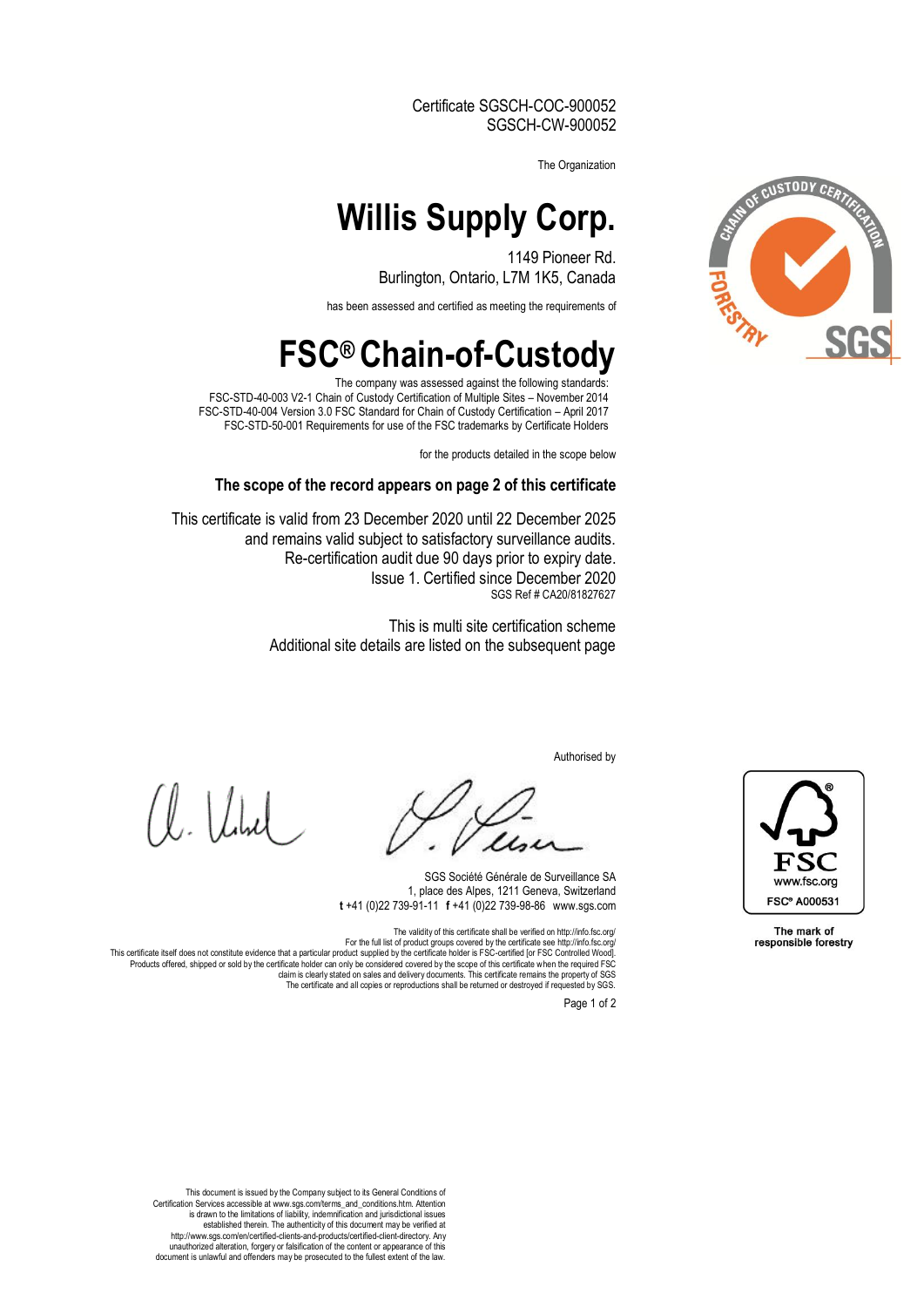Certificate SGSCH-COC-900052
SGSCH-CW-900052

The Organization

# Willis Supply Corp.

1149 Pioneer Rd.
Burlington, Ontario, L7M 1K5, Canada

has been assessed and certified as meeting the requirements of

# FSC® Chain-of-Custody

The company was assessed against the following standards:
FSC-STD-40-003 V2-1 Chain of Custody Certification of Multiple Sites – November 2014
FSC-STD-40-004 Version 3.0 FSC Standard for Chain of Custody Certification – April 2017
FSC-STD-50-001 Requirements for use of the FSC trademarks by Certificate Holders

for the products detailed in the scope below

**The scope of the record appears on page 2 of this certificate**

This certificate is valid from 23 December 2020 until 22 December 2025
and remains valid subject to satisfactory surveillance audits.
Re-certification audit due 90 days prior to expiry date.
Issue 1. Certified since December 2020
SGS Ref # CA20/81827627

This is multi site certification scheme
Additional site details are listed on the subsequent page

Authorised by

SGS Société Générale de Surveillance SA
1, place des Alpes, 1211 Geneva, Switzerland
**t** +41 (0)22 739-91-11 **f** +41 (0)22 739-98-86 www.sgs.com

FSC® A000531

The mark of responsible forestry

The validity of this certificate shall be verified on http://info.fsc.org/
For the full list of product groups covered by the certificate see http://info.fsc.org/
This certificate itself does not constitute evidence that a particular product supplied by the certificate holder is FSC-certified [or FSC Controlled Wood].
Products offered, shipped or sold by the certificate holder can only be considered covered by the scope of this certificate when the required FSC claim is clearly stated on sales and delivery documents. This certificate remains the property of SGS
The certificate and all copies or reproductions shall be returned or destroyed if requested by SGS.

This document is issued by the Company subject to its General Conditions of Certification Services accessible at www.sgs.com/terms_and_conditions.htm. Attention is drawn to the limitations of liability, indemnification and jurisdictional issues established therein. The authenticity of this document may be verified at http://www.sgs.com/en/certified-clients-and-products/certified-client-directory. Any unauthorized alteration, forgery or falsification of the content or appearance of this document is unlawful and offenders may be prosecuted to the fullest extent of the law.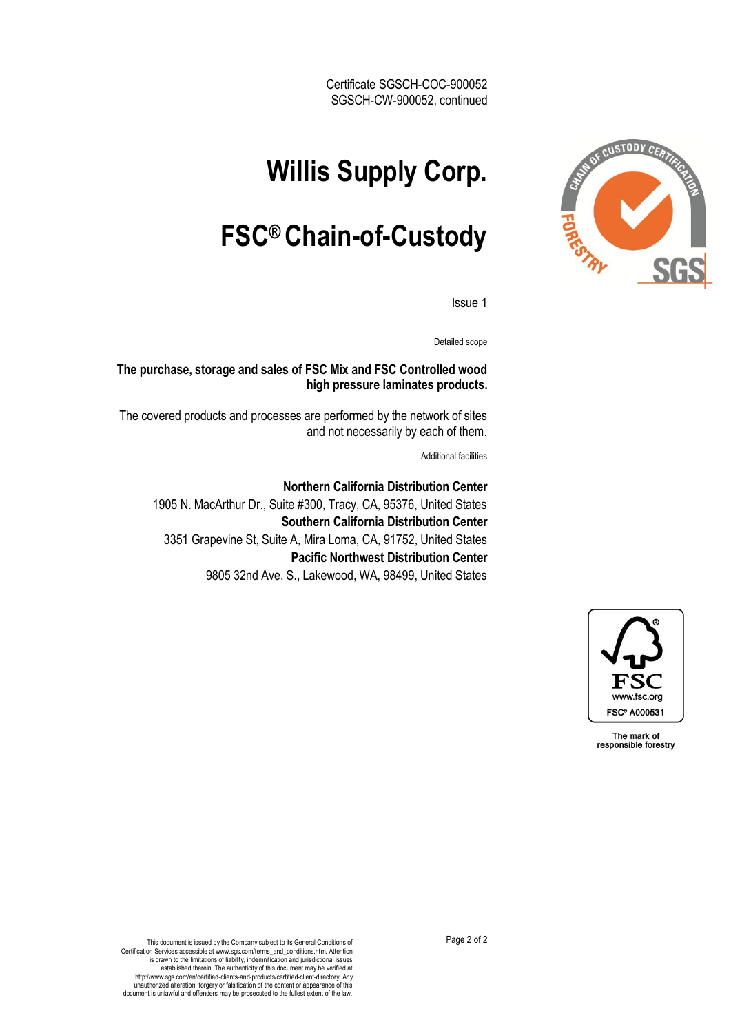Certificate SGSCH-COC-900052
SGSCH-CW-900052, continued

# Willis Supply Corp.

# FSC® Chain-of-Custody

Issue 1

Detailed scope

**The purchase, storage and sales of FSC Mix and FSC Controlled wood high pressure laminates products.**

The covered products and processes are performed by the network of sites and not necessarily by each of them.

Additional facilities

**Northern California Distribution Center**
1905 N. MacArthur Dr., Suite #300, Tracy, CA, 95376, United States
**Southern California Distribution Center**
3351 Grapevine St, Suite A, Mira Loma, CA, 91752, United States
**Pacific Northwest Distribution Center**
9805 32nd Ave. S., Lakewood, WA, 98499, United States

FSC
www.fsc.org
FSC® A000531
The mark of responsible forestry

This document is issued by the Company subject to its General Conditions of Certification Services accessible at www.sgs.com/terms_and_conditions.htm. Attention is drawn to the limitations of liability, indemnification and jurisdictional issues established therein. The authenticity of this document may be verified at http://www.sgs.com/en/certified-clients-and-products/certified-client-directory. Any unauthorized alteration, forgery or falsification of the content or appearance of this document is unlawful and offenders may be prosecuted to the fullest extent of the law.